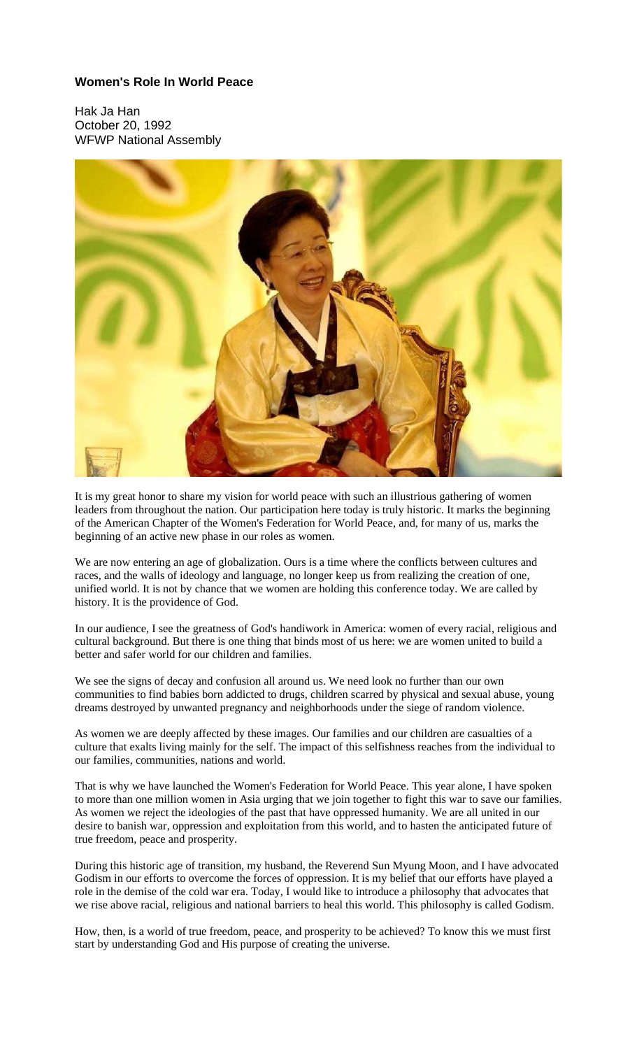### **Women's Role In World Peace**

Hak Ja Han
October 20, 1992
WFWP National Assembly

It is my great honor to share my vision for world peace with such an illustrious gathering of women leaders from throughout the nation. Our participation here today is truly historic. It marks the beginning of the American Chapter of the Women's Federation for World Peace, and, for many of us, marks the beginning of an active new phase in our roles as women.

We are now entering an age of globalization. Ours is a time where the conflicts between cultures and races, and the walls of ideology and language, no longer keep us from realizing the creation of one, unified world. It is not by chance that we women are holding this conference today. We are called by history. It is the providence of God.

In our audience, I see the greatness of God's handiwork in America: women of every racial, religious and cultural background. But there is one thing that binds most of us here: we are women united to build a better and safer world for our children and families.

We see the signs of decay and confusion all around us. We need look no further than our own communities to find babies born addicted to drugs, children scarred by physical and sexual abuse, young dreams destroyed by unwanted pregnancy and neighborhoods under the siege of random violence.

As women we are deeply affected by these images. Our families and our children are casualties of a culture that exalts living mainly for the self. The impact of this selfishness reaches from the individual to our families, communities, nations and world.

That is why we have launched the Women's Federation for World Peace. This year alone, I have spoken to more than one million women in Asia urging that we join together to fight this war to save our families. As women we reject the ideologies of the past that have oppressed humanity. We are all united in our desire to banish war, oppression and exploitation from this world, and to hasten the anticipated future of true freedom, peace and prosperity.

During this historic age of transition, my husband, the Reverend Sun Myung Moon, and I have advocated Godism in our efforts to overcome the forces of oppression. It is my belief that our efforts have played a role in the demise of the cold war era. Today, I would like to introduce a philosophy that advocates that we rise above racial, religious and national barriers to heal this world. This philosophy is called Godism.

How, then, is a world of true freedom, peace, and prosperity to be achieved? To know this we must first start by understanding God and His purpose of creating the universe.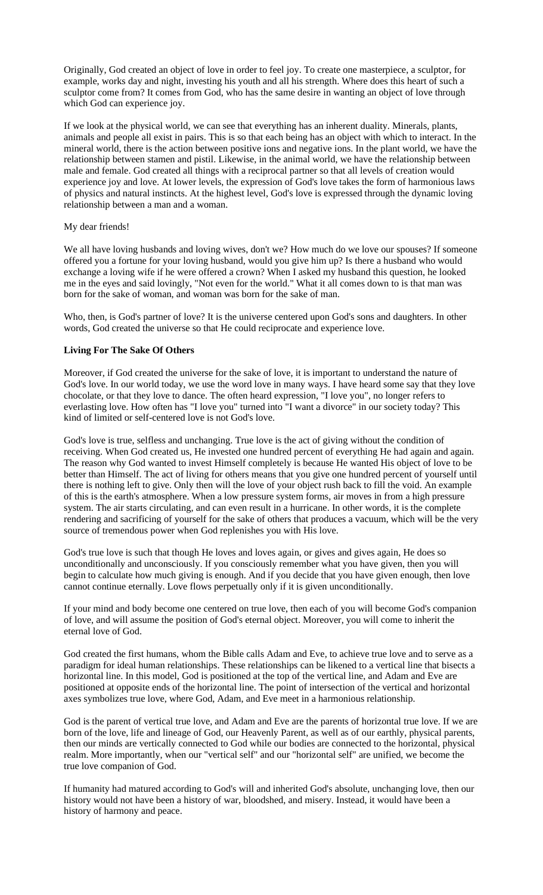Originally, God created an object of love in order to feel joy. To create one masterpiece, a sculptor, for example, works day and night, investing his youth and all his strength. Where does this heart of such a sculptor come from? It comes from God, who has the same desire in wanting an object of love through which God can experience joy.

If we look at the physical world, we can see that everything has an inherent duality. Minerals, plants, animals and people all exist in pairs. This is so that each being has an object with which to interact. In the mineral world, there is the action between positive ions and negative ions. In the plant world, we have the relationship between stamen and pistil. Likewise, in the animal world, we have the relationship between male and female. God created all things with a reciprocal partner so that all levels of creation would experience joy and love. At lower levels, the expression of God's love takes the form of harmonious laws of physics and natural instincts. At the highest level, God's love is expressed through the dynamic loving relationship between a man and a woman.

My dear friends!

We all have loving husbands and loving wives, don't we? How much do we love our spouses? If someone offered you a fortune for your loving husband, would you give him up? Is there a husband who would exchange a loving wife if he were offered a crown? When I asked my husband this question, he looked me in the eyes and said lovingly, "Not even for the world." What it all comes down to is that man was born for the sake of woman, and woman was born for the sake of man.

Who, then, is God's partner of love? It is the universe centered upon God's sons and daughters. In other words, God created the universe so that He could reciprocate and experience love.

**Living For The Sake Of Others**

Moreover, if God created the universe for the sake of love, it is important to understand the nature of God's love. In our world today, we use the word love in many ways. I have heard some say that they love chocolate, or that they love to dance. The often heard expression, "I love you", no longer refers to everlasting love. How often has "I love you" turned into "I want a divorce" in our society today? This kind of limited or self-centered love is not God's love.

God's love is true, selfless and unchanging. True love is the act of giving without the condition of receiving. When God created us, He invested one hundred percent of everything He had again and again. The reason why God wanted to invest Himself completely is because He wanted His object of love to be better than Himself. The act of living for others means that you give one hundred percent of yourself until there is nothing left to give. Only then will the love of your object rush back to fill the void. An example of this is the earth's atmosphere. When a low pressure system forms, air moves in from a high pressure system. The air starts circulating, and can even result in a hurricane. In other words, it is the complete rendering and sacrificing of yourself for the sake of others that produces a vacuum, which will be the very source of tremendous power when God replenishes you with His love.

God's true love is such that though He loves and loves again, or gives and gives again, He does so unconditionally and unconsciously. If you consciously remember what you have given, then you will begin to calculate how much giving is enough. And if you decide that you have given enough, then love cannot continue eternally. Love flows perpetually only if it is given unconditionally.

If your mind and body become one centered on true love, then each of you will become God's companion of love, and will assume the position of God's eternal object. Moreover, you will come to inherit the eternal love of God.

God created the first humans, whom the Bible calls Adam and Eve, to achieve true love and to serve as a paradigm for ideal human relationships. These relationships can be likened to a vertical line that bisects a horizontal line. In this model, God is positioned at the top of the vertical line, and Adam and Eve are positioned at opposite ends of the horizontal line. The point of intersection of the vertical and horizontal axes symbolizes true love, where God, Adam, and Eve meet in a harmonious relationship.

God is the parent of vertical true love, and Adam and Eve are the parents of horizontal true love. If we are born of the love, life and lineage of God, our Heavenly Parent, as well as of our earthly, physical parents, then our minds are vertically connected to God while our bodies are connected to the horizontal, physical realm. More importantly, when our "vertical self" and our "horizontal self" are unified, we become the true love companion of God.

If humanity had matured according to God's will and inherited God's absolute, unchanging love, then our history would not have been a history of war, bloodshed, and misery. Instead, it would have been a history of harmony and peace.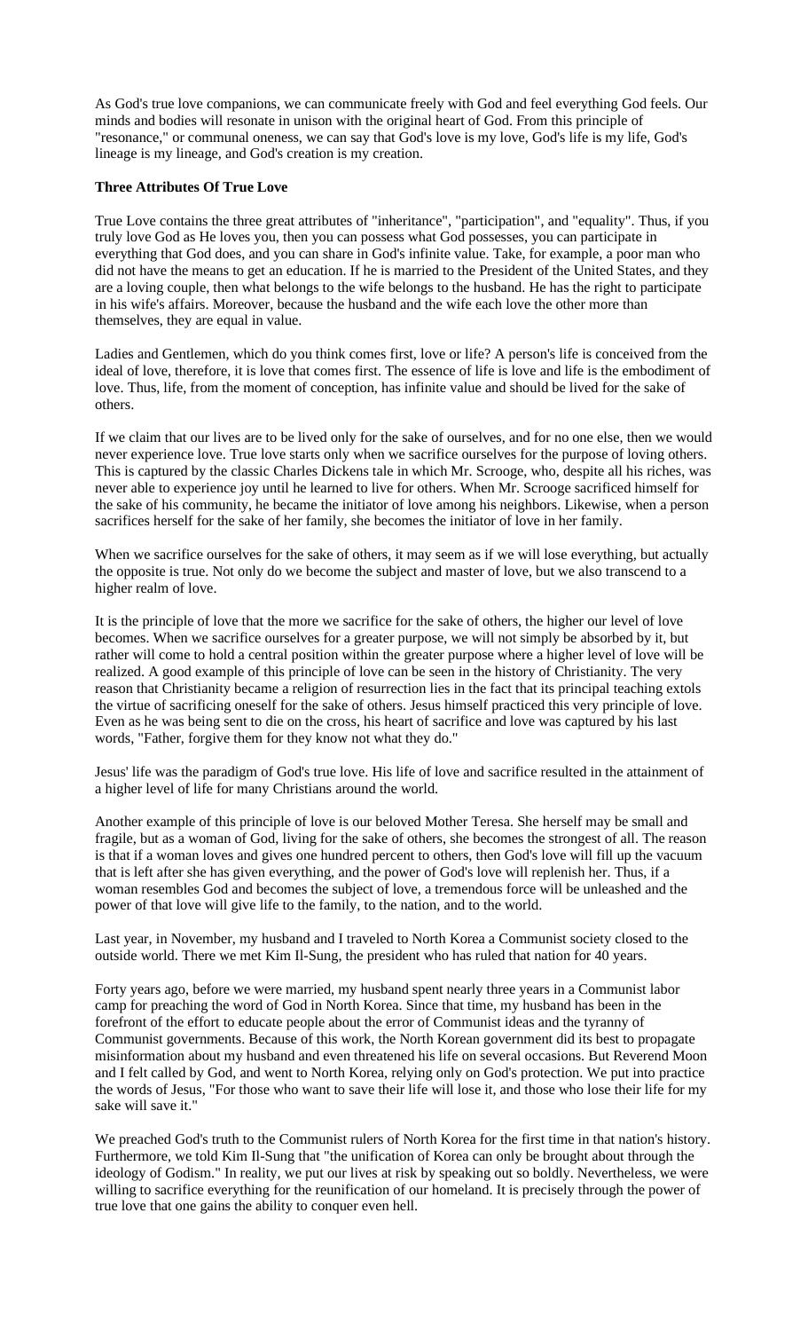As God's true love companions, we can communicate freely with God and feel everything God feels. Our minds and bodies will resonate in unison with the original heart of God. From this principle of "resonance," or communal oneness, we can say that God's love is my love, God's life is my life, God's lineage is my lineage, and God's creation is my creation.

**Three Attributes Of True Love**

True Love contains the three great attributes of "inheritance", "participation", and "equality". Thus, if you truly love God as He loves you, then you can possess what God possesses, you can participate in everything that God does, and you can share in God's infinite value. Take, for example, a poor man who did not have the means to get an education. If he is married to the President of the United States, and they are a loving couple, then what belongs to the wife belongs to the husband. He has the right to participate in his wife's affairs. Moreover, because the husband and the wife each love the other more than themselves, they are equal in value.

Ladies and Gentlemen, which do you think comes first, love or life? A person's life is conceived from the ideal of love, therefore, it is love that comes first. The essence of life is love and life is the embodiment of love. Thus, life, from the moment of conception, has infinite value and should be lived for the sake of others.

If we claim that our lives are to be lived only for the sake of ourselves, and for no one else, then we would never experience love. True love starts only when we sacrifice ourselves for the purpose of loving others. This is captured by the classic Charles Dickens tale in which Mr. Scrooge, who, despite all his riches, was never able to experience joy until he learned to live for others. When Mr. Scrooge sacrificed himself for the sake of his community, he became the initiator of love among his neighbors. Likewise, when a person sacrifices herself for the sake of her family, she becomes the initiator of love in her family.

When we sacrifice ourselves for the sake of others, it may seem as if we will lose everything, but actually the opposite is true. Not only do we become the subject and master of love, but we also transcend to a higher realm of love.

It is the principle of love that the more we sacrifice for the sake of others, the higher our level of love becomes. When we sacrifice ourselves for a greater purpose, we will not simply be absorbed by it, but rather will come to hold a central position within the greater purpose where a higher level of love will be realized. A good example of this principle of love can be seen in the history of Christianity. The very reason that Christianity became a religion of resurrection lies in the fact that its principal teaching extols the virtue of sacrificing oneself for the sake of others. Jesus himself practiced this very principle of love. Even as he was being sent to die on the cross, his heart of sacrifice and love was captured by his last words, "Father, forgive them for they know not what they do."

Jesus' life was the paradigm of God's true love. His life of love and sacrifice resulted in the attainment of a higher level of life for many Christians around the world.

Another example of this principle of love is our beloved Mother Teresa. She herself may be small and fragile, but as a woman of God, living for the sake of others, she becomes the strongest of all. The reason is that if a woman loves and gives one hundred percent to others, then God's love will fill up the vacuum that is left after she has given everything, and the power of God's love will replenish her. Thus, if a woman resembles God and becomes the subject of love, a tremendous force will be unleashed and the power of that love will give life to the family, to the nation, and to the world.

Last year, in November, my husband and I traveled to North Korea a Communist society closed to the outside world. There we met Kim Il-Sung, the president who has ruled that nation for 40 years.

Forty years ago, before we were married, my husband spent nearly three years in a Communist labor camp for preaching the word of God in North Korea. Since that time, my husband has been in the forefront of the effort to educate people about the error of Communist ideas and the tyranny of Communist governments. Because of this work, the North Korean government did its best to propagate misinformation about my husband and even threatened his life on several occasions. But Reverend Moon and I felt called by God, and went to North Korea, relying only on God's protection. We put into practice the words of Jesus, "For those who want to save their life will lose it, and those who lose their life for my sake will save it."

We preached God's truth to the Communist rulers of North Korea for the first time in that nation's history. Furthermore, we told Kim Il-Sung that "the unification of Korea can only be brought about through the ideology of Godism." In reality, we put our lives at risk by speaking out so boldly. Nevertheless, we were willing to sacrifice everything for the reunification of our homeland. It is precisely through the power of true love that one gains the ability to conquer even hell.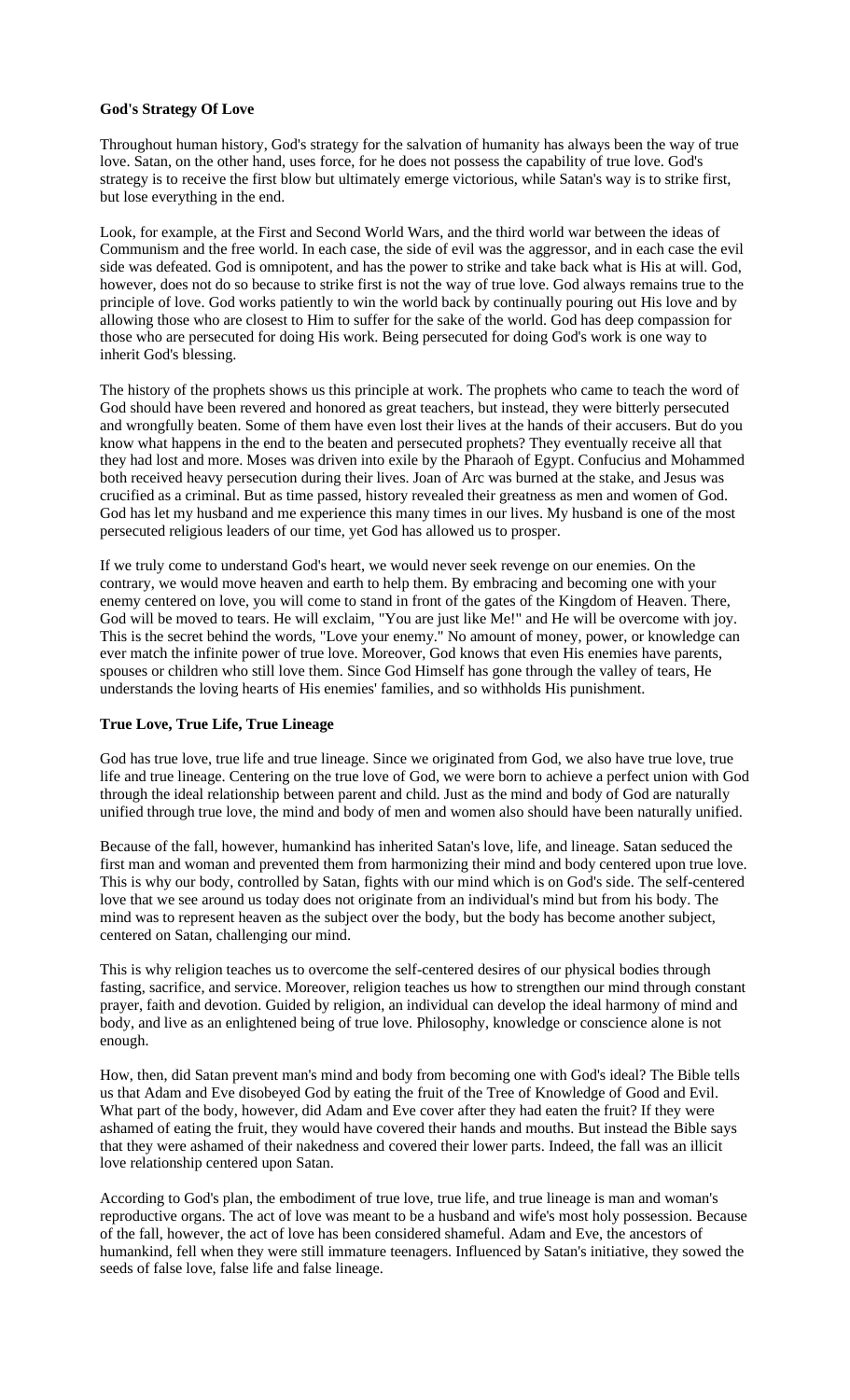**God's Strategy Of Love**

Throughout human history, God's strategy for the salvation of humanity has always been the way of true love. Satan, on the other hand, uses force, for he does not possess the capability of true love. God's strategy is to receive the first blow but ultimately emerge victorious, while Satan's way is to strike first, but lose everything in the end.

Look, for example, at the First and Second World Wars, and the third world war between the ideas of Communism and the free world. In each case, the side of evil was the aggressor, and in each case the evil side was defeated. God is omnipotent, and has the power to strike and take back what is His at will. God, however, does not do so because to strike first is not the way of true love. God always remains true to the principle of love. God works patiently to win the world back by continually pouring out His love and by allowing those who are closest to Him to suffer for the sake of the world. God has deep compassion for those who are persecuted for doing His work. Being persecuted for doing God's work is one way to inherit God's blessing.

The history of the prophets shows us this principle at work. The prophets who came to teach the word of God should have been revered and honored as great teachers, but instead, they were bitterly persecuted and wrongfully beaten. Some of them have even lost their lives at the hands of their accusers. But do you know what happens in the end to the beaten and persecuted prophets? They eventually receive all that they had lost and more. Moses was driven into exile by the Pharaoh of Egypt. Confucius and Mohammed both received heavy persecution during their lives. Joan of Arc was burned at the stake, and Jesus was crucified as a criminal. But as time passed, history revealed their greatness as men and women of God. God has let my husband and me experience this many times in our lives. My husband is one of the most persecuted religious leaders of our time, yet God has allowed us to prosper.

If we truly come to understand God's heart, we would never seek revenge on our enemies. On the contrary, we would move heaven and earth to help them. By embracing and becoming one with your enemy centered on love, you will come to stand in front of the gates of the Kingdom of Heaven. There, God will be moved to tears. He will exclaim, "You are just like Me!" and He will be overcome with joy. This is the secret behind the words, "Love your enemy." No amount of money, power, or knowledge can ever match the infinite power of true love. Moreover, God knows that even His enemies have parents, spouses or children who still love them. Since God Himself has gone through the valley of tears, He understands the loving hearts of His enemies' families, and so withholds His punishment.

**True Love, True Life, True Lineage**

God has true love, true life and true lineage. Since we originated from God, we also have true love, true life and true lineage. Centering on the true love of God, we were born to achieve a perfect union with God through the ideal relationship between parent and child. Just as the mind and body of God are naturally unified through true love, the mind and body of men and women also should have been naturally unified.

Because of the fall, however, humankind has inherited Satan's love, life, and lineage. Satan seduced the first man and woman and prevented them from harmonizing their mind and body centered upon true love. This is why our body, controlled by Satan, fights with our mind which is on God's side. The self-centered love that we see around us today does not originate from an individual's mind but from his body. The mind was to represent heaven as the subject over the body, but the body has become another subject, centered on Satan, challenging our mind.

This is why religion teaches us to overcome the self-centered desires of our physical bodies through fasting, sacrifice, and service. Moreover, religion teaches us how to strengthen our mind through constant prayer, faith and devotion. Guided by religion, an individual can develop the ideal harmony of mind and body, and live as an enlightened being of true love. Philosophy, knowledge or conscience alone is not enough.

How, then, did Satan prevent man's mind and body from becoming one with God's ideal? The Bible tells us that Adam and Eve disobeyed God by eating the fruit of the Tree of Knowledge of Good and Evil. What part of the body, however, did Adam and Eve cover after they had eaten the fruit? If they were ashamed of eating the fruit, they would have covered their hands and mouths. But instead the Bible says that they were ashamed of their nakedness and covered their lower parts. Indeed, the fall was an illicit love relationship centered upon Satan.

According to God's plan, the embodiment of true love, true life, and true lineage is man and woman's reproductive organs. The act of love was meant to be a husband and wife's most holy possession. Because of the fall, however, the act of love has been considered shameful. Adam and Eve, the ancestors of humankind, fell when they were still immature teenagers. Influenced by Satan's initiative, they sowed the seeds of false love, false life and false lineage.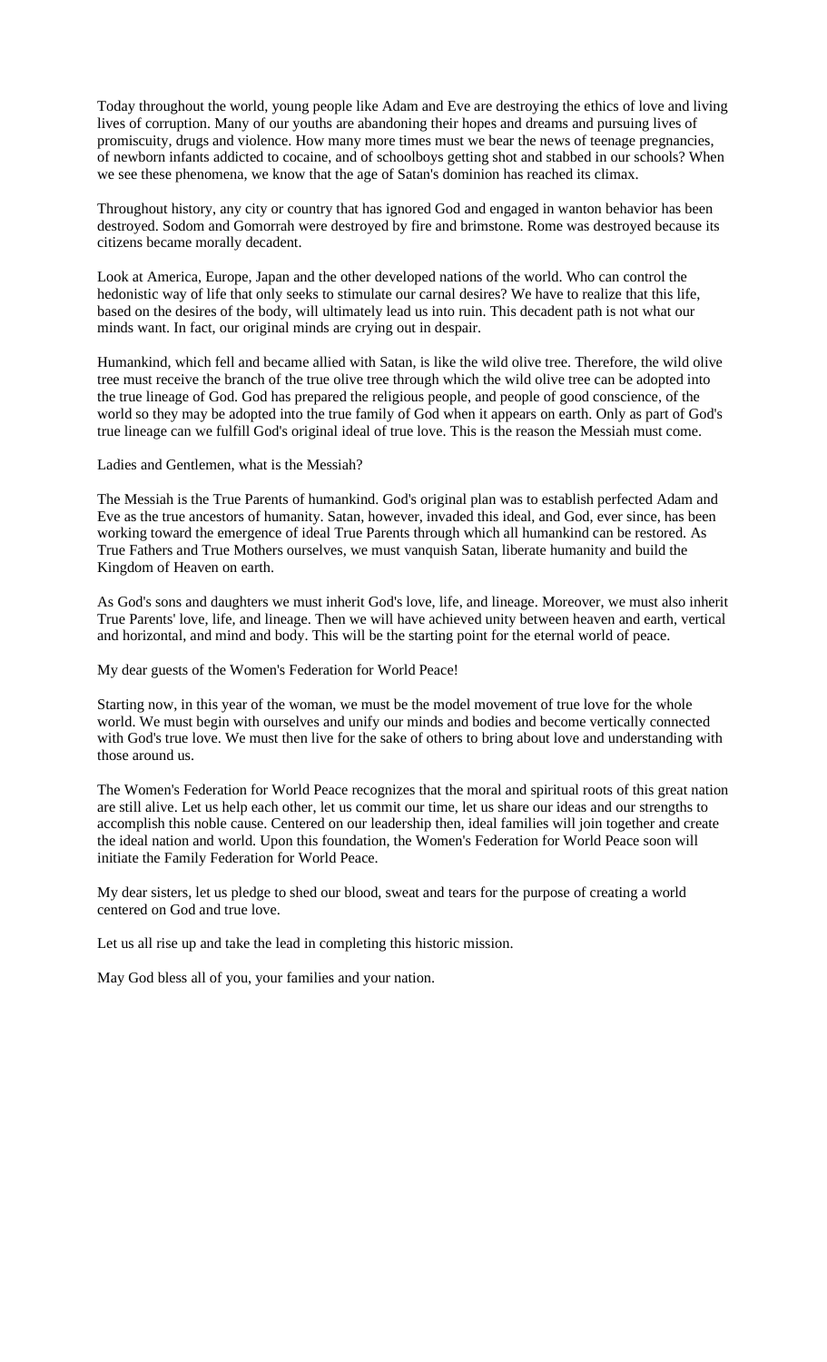Today throughout the world, young people like Adam and Eve are destroying the ethics of love and living lives of corruption. Many of our youths are abandoning their hopes and dreams and pursuing lives of promiscuity, drugs and violence. How many more times must we bear the news of teenage pregnancies, of newborn infants addicted to cocaine, and of schoolboys getting shot and stabbed in our schools? When we see these phenomena, we know that the age of Satan's dominion has reached its climax.

Throughout history, any city or country that has ignored God and engaged in wanton behavior has been destroyed. Sodom and Gomorrah were destroyed by fire and brimstone. Rome was destroyed because its citizens became morally decadent.

Look at America, Europe, Japan and the other developed nations of the world. Who can control the hedonistic way of life that only seeks to stimulate our carnal desires? We have to realize that this life, based on the desires of the body, will ultimately lead us into ruin. This decadent path is not what our minds want. In fact, our original minds are crying out in despair.

Humankind, which fell and became allied with Satan, is like the wild olive tree. Therefore, the wild olive tree must receive the branch of the true olive tree through which the wild olive tree can be adopted into the true lineage of God. God has prepared the religious people, and people of good conscience, of the world so they may be adopted into the true family of God when it appears on earth. Only as part of God's true lineage can we fulfill God's original ideal of true love. This is the reason the Messiah must come.

Ladies and Gentlemen, what is the Messiah?

The Messiah is the True Parents of humankind. God's original plan was to establish perfected Adam and Eve as the true ancestors of humanity. Satan, however, invaded this ideal, and God, ever since, has been working toward the emergence of ideal True Parents through which all humankind can be restored. As True Fathers and True Mothers ourselves, we must vanquish Satan, liberate humanity and build the Kingdom of Heaven on earth.

As God's sons and daughters we must inherit God's love, life, and lineage. Moreover, we must also inherit True Parents' love, life, and lineage. Then we will have achieved unity between heaven and earth, vertical and horizontal, and mind and body. This will be the starting point for the eternal world of peace.

My dear guests of the Women's Federation for World Peace!

Starting now, in this year of the woman, we must be the model movement of true love for the whole world. We must begin with ourselves and unify our minds and bodies and become vertically connected with God's true love. We must then live for the sake of others to bring about love and understanding with those around us.

The Women's Federation for World Peace recognizes that the moral and spiritual roots of this great nation are still alive. Let us help each other, let us commit our time, let us share our ideas and our strengths to accomplish this noble cause. Centered on our leadership then, ideal families will join together and create the ideal nation and world. Upon this foundation, the Women's Federation for World Peace soon will initiate the Family Federation for World Peace.

My dear sisters, let us pledge to shed our blood, sweat and tears for the purpose of creating a world centered on God and true love.

Let us all rise up and take the lead in completing this historic mission.

May God bless all of you, your families and your nation.